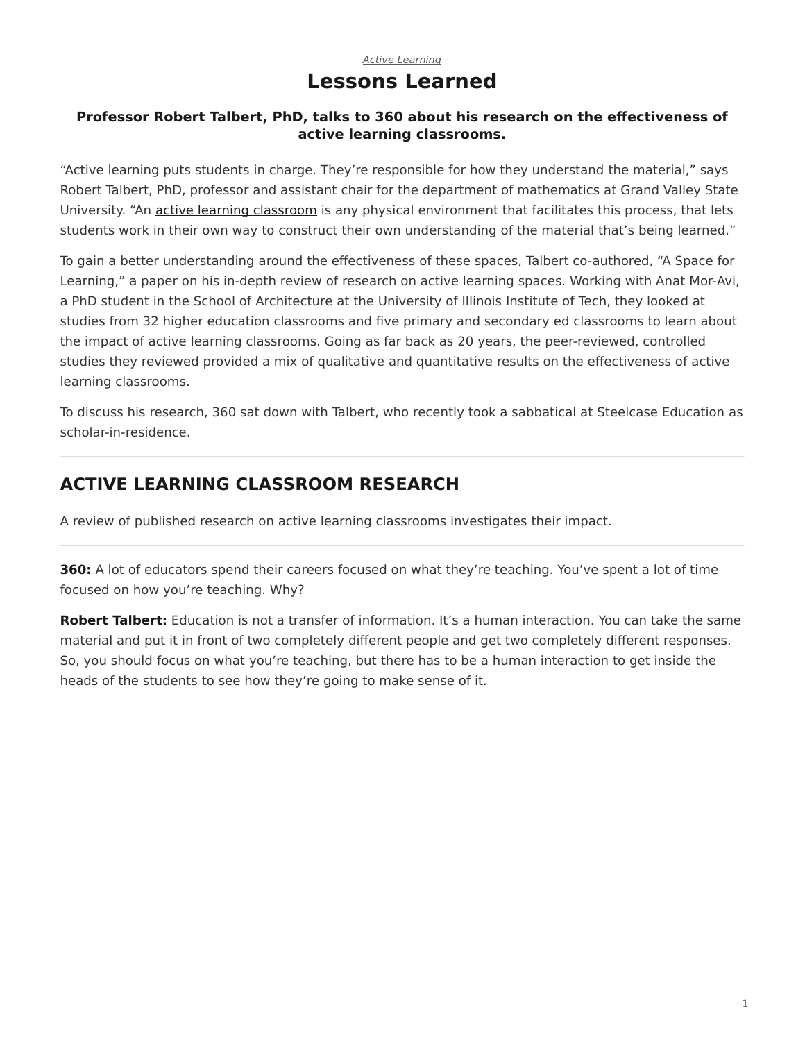*Active Learning*

# Lessons Learned

**Professor Robert Talbert, PhD, talks to 360 about his research on the effectiveness of active learning classrooms.**

“Active learning puts students in charge. They’re responsible for how they understand the material,” says Robert Talbert, PhD, professor and assistant chair for the department of mathematics at Grand Valley State University. “An active learning classroom is any physical environment that facilitates this process, that lets students work in their own way to construct their own understanding of the material that’s being learned.”

To gain a better understanding around the effectiveness of these spaces, Talbert co-authored, “A Space for Learning,” a paper on his in-depth review of research on active learning spaces. Working with Anat Mor-Avi, a PhD student in the School of Architecture at the University of Illinois Institute of Tech, they looked at studies from 32 higher education classrooms and five primary and secondary ed classrooms to learn about the impact of active learning classrooms. Going as far back as 20 years, the peer-reviewed, controlled studies they reviewed provided a mix of qualitative and quantitative results on the effectiveness of active learning classrooms.

To discuss his research, 360 sat down with Talbert, who recently took a sabbatical at Steelcase Education as scholar-in-residence.

---

## ACTIVE LEARNING CLASSROOM RESEARCH

A review of published research on active learning classrooms investigates their impact.

---

**360:** A lot of educators spend their careers focused on what they’re teaching. You’ve spent a lot of time focused on how you’re teaching. Why?

**Robert Talbert:** Education is not a transfer of information. It’s a human interaction. You can take the same material and put it in front of two completely different people and get two completely different responses. So, you should focus on what you’re teaching, but there has to be a human interaction to get inside the heads of the students to see how they’re going to make sense of it.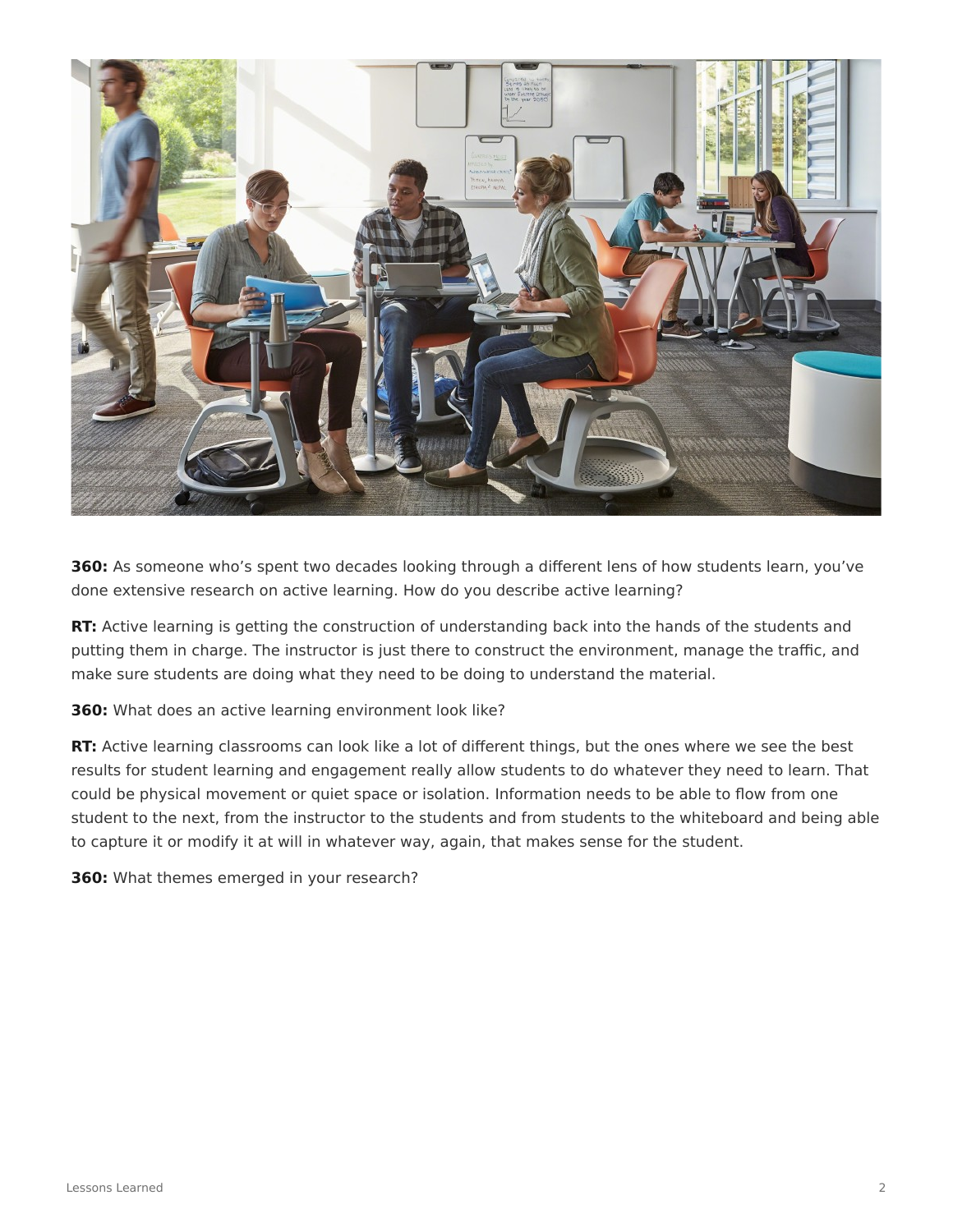**360:** As someone who's spent two decades looking through a different lens of how students learn, you've done extensive research on active learning. How do you describe active learning?

**RT:** Active learning is getting the construction of understanding back into the hands of the students and putting them in charge. The instructor is just there to construct the environment, manage the traffic, and make sure students are doing what they need to be doing to understand the material.

**360:** What does an active learning environment look like?

**RT:** Active learning classrooms can look like a lot of different things, but the ones where we see the best results for student learning and engagement really allow students to do whatever they need to learn. That could be physical movement or quiet space or isolation. Information needs to be able to flow from one student to the next, from the instructor to the students and from students to the whiteboard and being able to capture it or modify it at will in whatever way, again, that makes sense for the student.

**360:** What themes emerged in your research?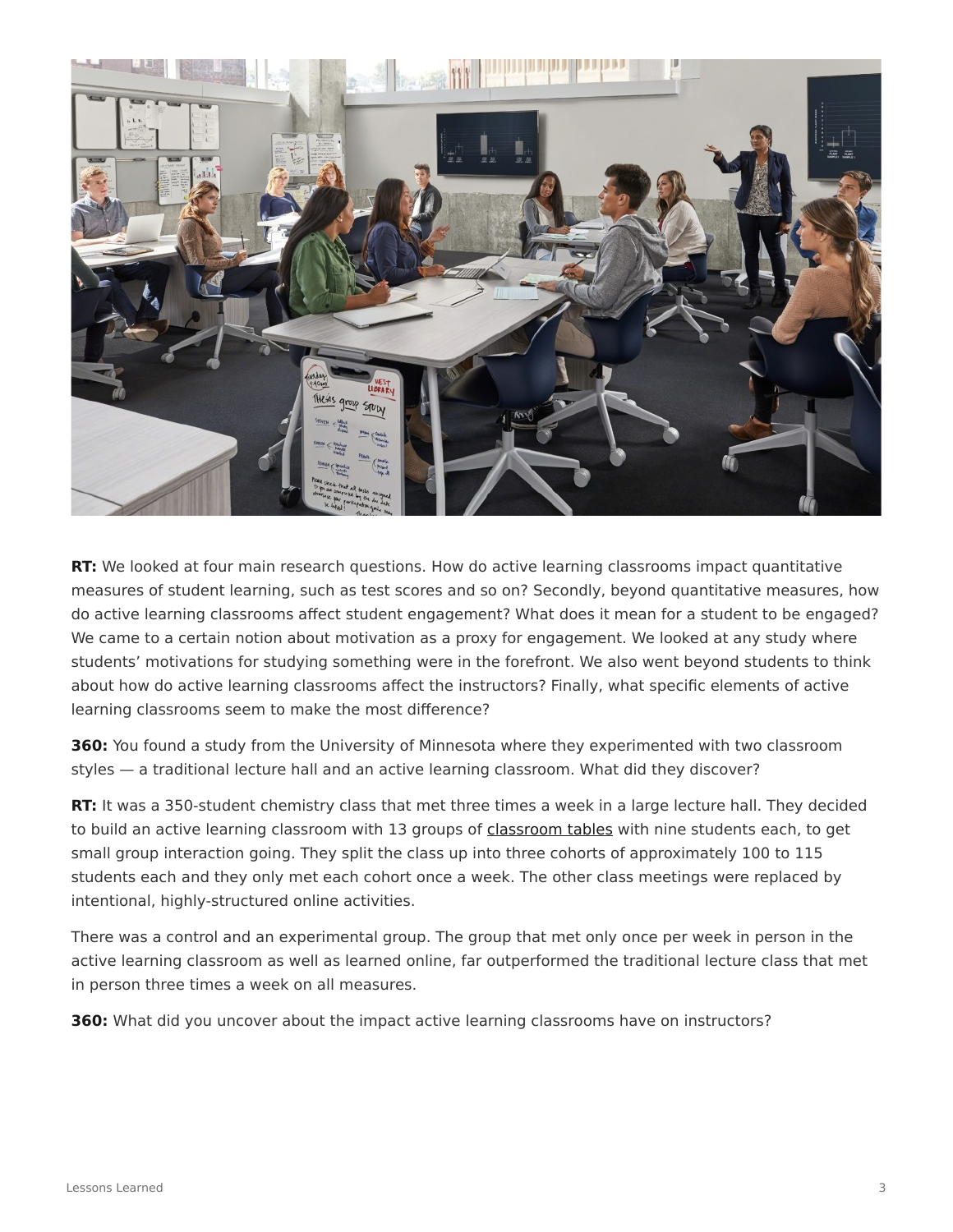**RT:** We looked at four main research questions. How do active learning classrooms impact quantitative measures of student learning, such as test scores and so on? Secondly, beyond quantitative measures, how do active learning classrooms affect student engagement? What does it mean for a student to be engaged? We came to a certain notion about motivation as a proxy for engagement. We looked at any study where students' motivations for studying something were in the forefront. We also went beyond students to think about how do active learning classrooms affect the instructors? Finally, what specific elements of active learning classrooms seem to make the most difference?

**360:** You found a study from the University of Minnesota where they experimented with two classroom styles — a traditional lecture hall and an active learning classroom. What did they discover?

**RT:** It was a 350-student chemistry class that met three times a week in a large lecture hall. They decided to build an active learning classroom with 13 groups of classroom tables with nine students each, to get small group interaction going. They split the class up into three cohorts of approximately 100 to 115 students each and they only met each cohort once a week. The other class meetings were replaced by intentional, highly-structured online activities.

There was a control and an experimental group. The group that met only once per week in person in the active learning classroom as well as learned online, far outperformed the traditional lecture class that met in person three times a week on all measures.

**360:** What did you uncover about the impact active learning classrooms have on instructors?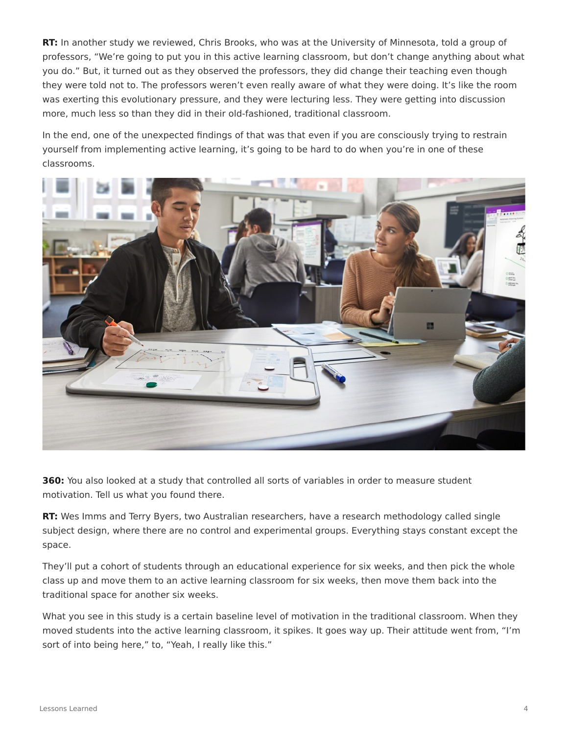**RT:** In another study we reviewed, Chris Brooks, who was at the University of Minnesota, told a group of professors, "We're going to put you in this active learning classroom, but don't change anything about what you do." But, it turned out as they observed the professors, they did change their teaching even though they were told not to. The professors weren't even really aware of what they were doing. It's like the room was exerting this evolutionary pressure, and they were lecturing less. They were getting into discussion more, much less so than they did in their old-fashioned, traditional classroom.

In the end, one of the unexpected findings of that was that even if you are consciously trying to restrain yourself from implementing active learning, it's going to be hard to do when you're in one of these classrooms.

**360:** You also looked at a study that controlled all sorts of variables in order to measure student motivation. Tell us what you found there.

**RT:** Wes Imms and Terry Byers, two Australian researchers, have a research methodology called single subject design, where there are no control and experimental groups. Everything stays constant except the space.

They'll put a cohort of students through an educational experience for six weeks, and then pick the whole class up and move them to an active learning classroom for six weeks, then move them back into the traditional space for another six weeks.

What you see in this study is a certain baseline level of motivation in the traditional classroom. When they moved students into the active learning classroom, it spikes. It goes way up. Their attitude went from, "I'm sort of into being here," to, "Yeah, I really like this."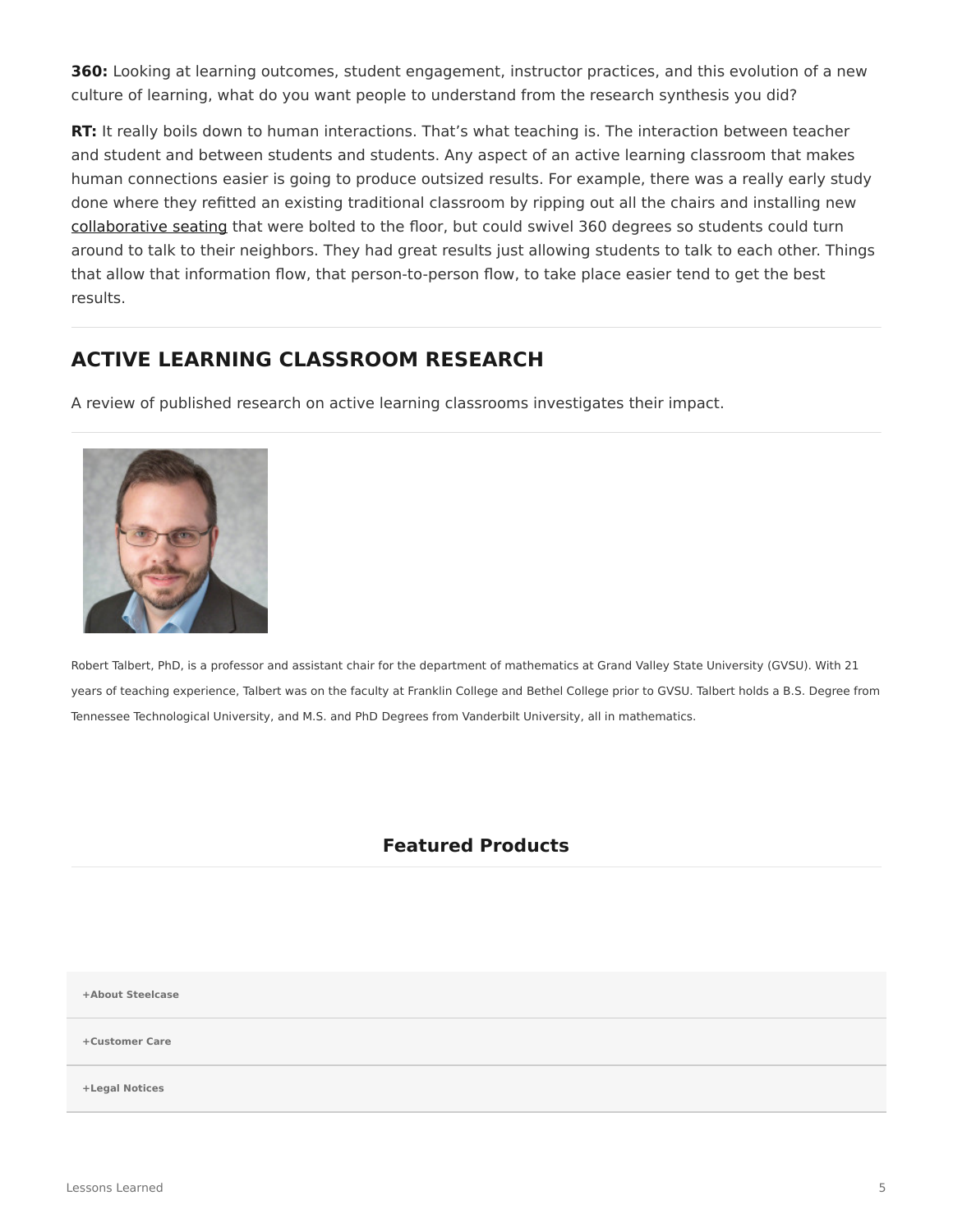**360:** Looking at learning outcomes, student engagement, instructor practices, and this evolution of a new culture of learning, what do you want people to understand from the research synthesis you did?

**RT:** It really boils down to human interactions. That's what teaching is. The interaction between teacher and student and between students and students. Any aspect of an active learning classroom that makes human connections easier is going to produce outsized results. For example, there was a really early study done where they refitted an existing traditional classroom by ripping out all the chairs and installing new collaborative seating that were bolted to the floor, but could swivel 360 degrees so students could turn around to talk to their neighbors. They had great results just allowing students to talk to each other. Things that allow that information flow, that person-to-person flow, to take place easier tend to get the best results.

---

## ACTIVE LEARNING CLASSROOM RESEARCH

A review of published research on active learning classrooms investigates their impact.

---

Robert Talbert, PhD, is a professor and assistant chair for the department of mathematics at Grand Valley State University (GVSU). With 21 years of teaching experience, Talbert was on the faculty at Franklin College and Bethel College prior to GVSU. Talbert holds a B.S. Degree from Tennessee Technological University, and M.S. and PhD Degrees from Vanderbilt University, all in mathematics.

### Featured Products

+About Steelcase

+Customer Care

+Legal Notices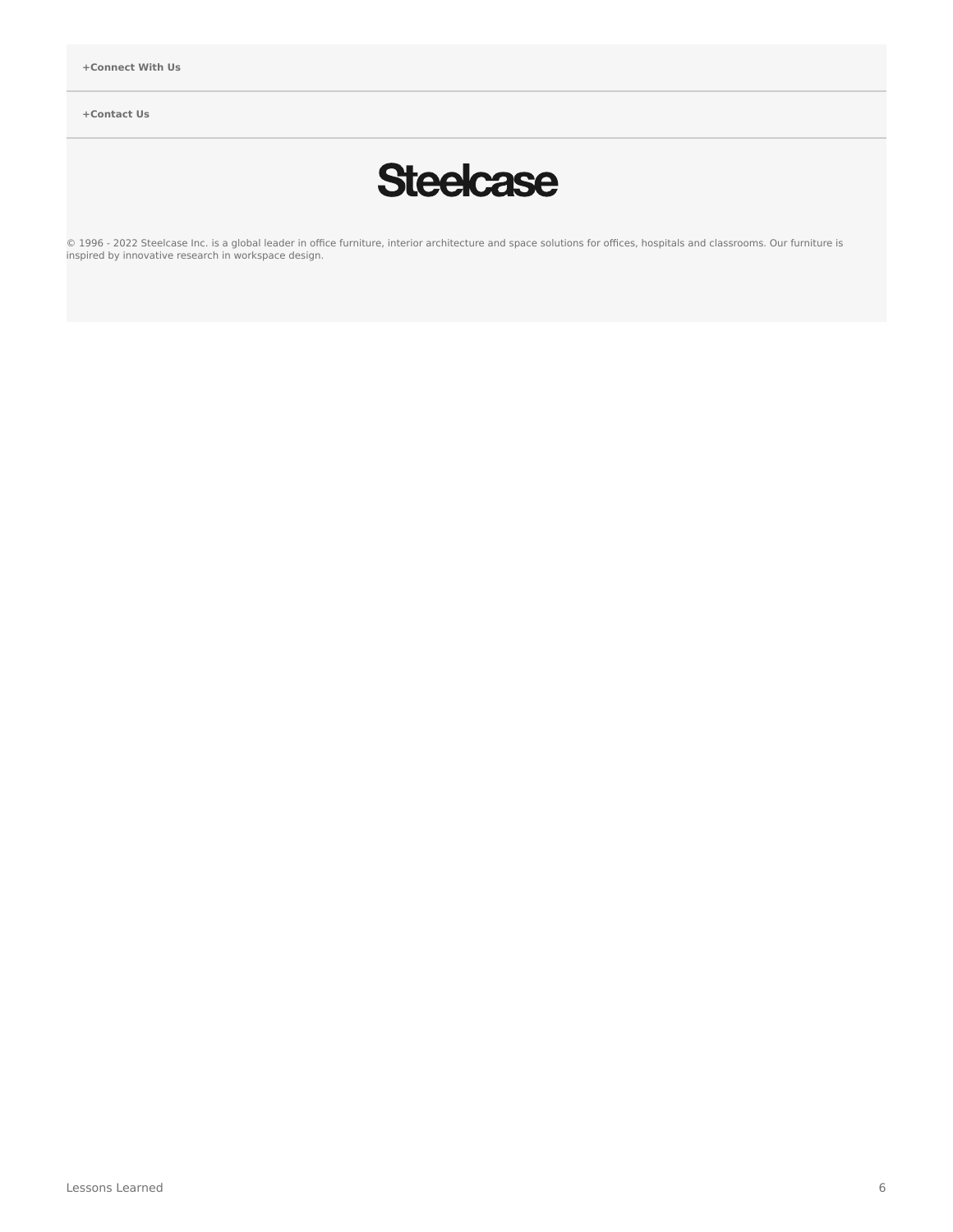**+Connect With Us**

**+Contact Us**

Steelcase

© 1996 - 2022 Steelcase Inc. is a global leader in office furniture, interior architecture and space solutions for offices, hospitals and classrooms. Our furniture is inspired by innovative research in workspace design.